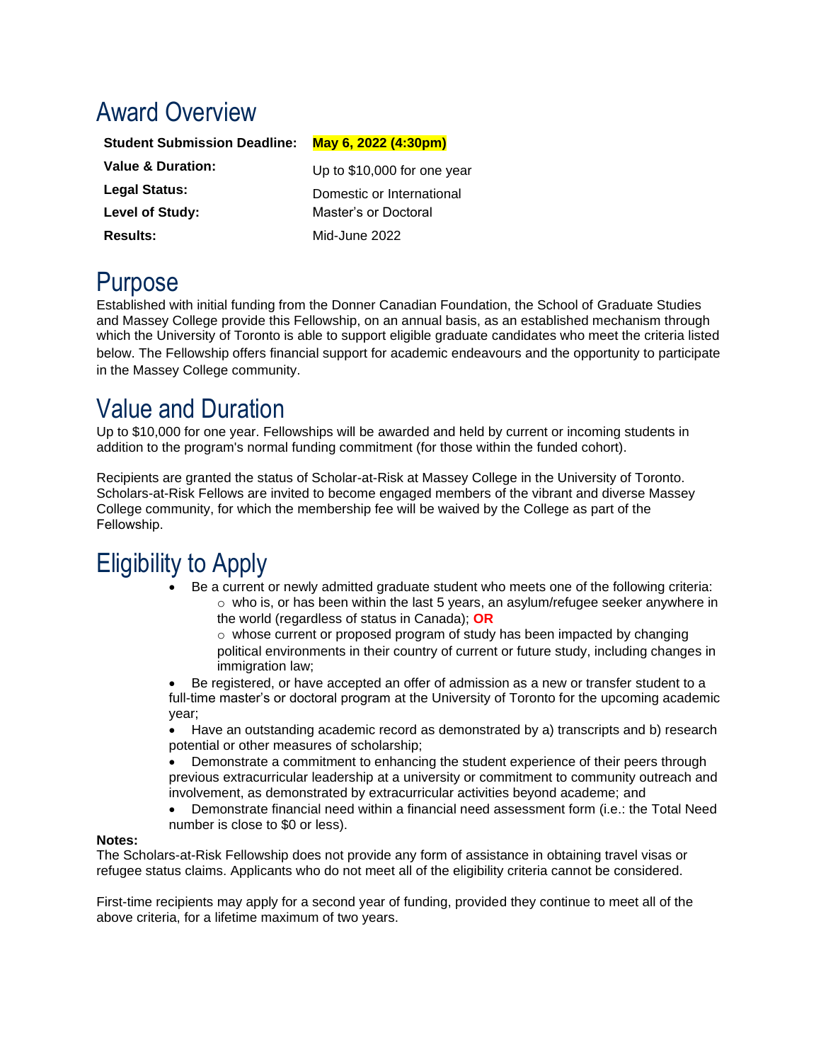# Award Overview

| | |
|---|---|
| **Student Submission Deadline:** | **May 6, 2022 (4:30pm)** |
| **Value & Duration:** | Up to $10,000 for one year |
| **Legal Status:** | Domestic or International |
| **Level of Study:** | Master's or Doctoral |
| **Results:** | Mid-June 2022 |

# Purpose

Established with initial funding from the Donner Canadian Foundation, the School of Graduate Studies and Massey College provide this Fellowship, on an annual basis, as an established mechanism through which the University of Toronto is able to support eligible graduate candidates who meet the criteria listed below. The Fellowship offers financial support for academic endeavours and the opportunity to participate in the Massey College community.

# Value and Duration

Up to $10,000 for one year. Fellowships will be awarded and held by current or incoming students in addition to the program's normal funding commitment (for those within the funded cohort).

Recipients are granted the status of Scholar-at-Risk at Massey College in the University of Toronto. Scholars-at-Risk Fellows are invited to become engaged members of the vibrant and diverse Massey College community, for which the membership fee will be waived by the College as part of the Fellowship.

# Eligibility to Apply

- Be a current or newly admitted graduate student who meets one of the following criteria:
  - who is, or has been within the last 5 years, an asylum/refugee seeker anywhere in the world (regardless of status in Canada); **OR**
  - whose current or proposed program of study has been impacted by changing political environments in their country of current or future study, including changes in immigration law;
- Be registered, or have accepted an offer of admission as a new or transfer student to a full-time master's or doctoral program at the University of Toronto for the upcoming academic year;
- Have an outstanding academic record as demonstrated by a) transcripts and b) research potential or other measures of scholarship;
- Demonstrate a commitment to enhancing the student experience of their peers through previous extracurricular leadership at a university or commitment to community outreach and involvement, as demonstrated by extracurricular activities beyond academe; and
- Demonstrate financial need within a financial need assessment form (i.e.: the Total Need number is close to $0 or less).

**Notes:**

The Scholars-at-Risk Fellowship does not provide any form of assistance in obtaining travel visas or refugee status claims. Applicants who do not meet all of the eligibility criteria cannot be considered.

First-time recipients may apply for a second year of funding, provided they continue to meet all of the above criteria, for a lifetime maximum of two years.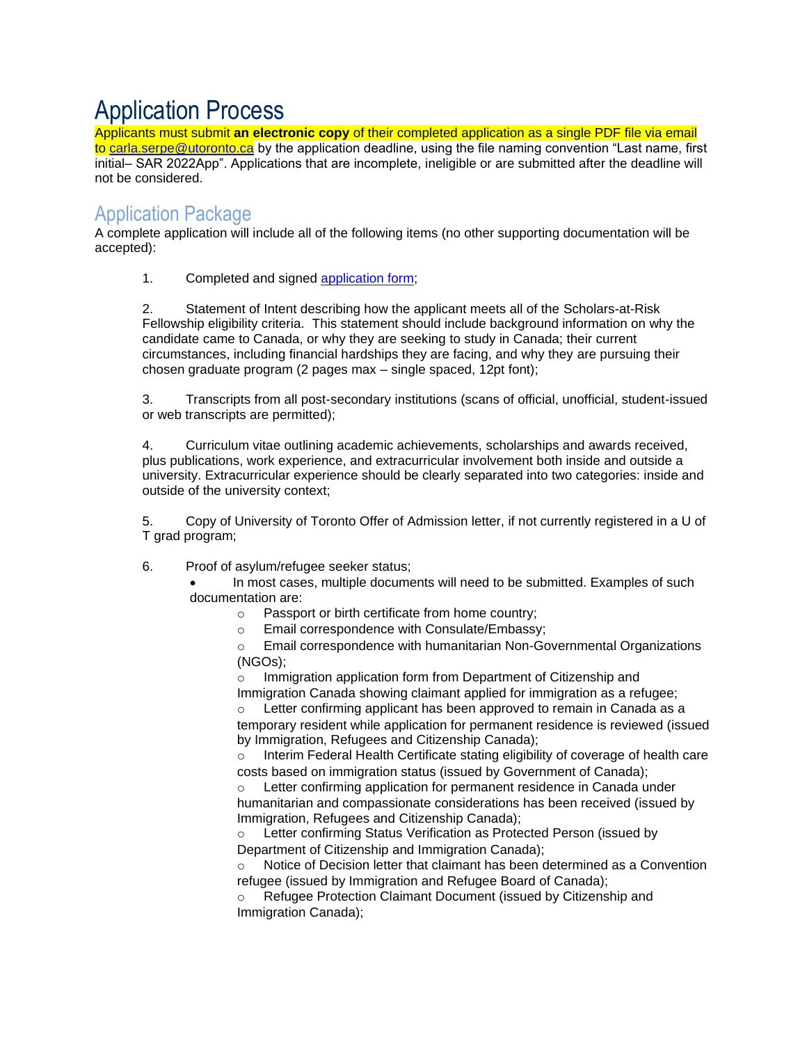# Application Process

Applicants must submit **an electronic copy** of their completed application as a single PDF file via email to carla.serpe@utoronto.ca by the application deadline, using the file naming convention "Last name, first initial– SAR 2022App". Applications that are incomplete, ineligible or are submitted after the deadline will not be considered.

## Application Package

A complete application will include all of the following items (no other supporting documentation will be accepted):

1. Completed and signed application form;

2. Statement of Intent describing how the applicant meets all of the Scholars-at-Risk Fellowship eligibility criteria. This statement should include background information on why the candidate came to Canada, or why they are seeking to study in Canada; their current circumstances, including financial hardships they are facing, and why they are pursuing their chosen graduate program (2 pages max – single spaced, 12pt font);

3. Transcripts from all post-secondary institutions (scans of official, unofficial, student-issued or web transcripts are permitted);

4. Curriculum vitae outlining academic achievements, scholarships and awards received, plus publications, work experience, and extracurricular involvement both inside and outside a university. Extracurricular experience should be clearly separated into two categories: inside and outside of the university context;

5. Copy of University of Toronto Offer of Admission letter, if not currently registered in a U of T grad program;

6. Proof of asylum/refugee seeker status;
   - In most cases, multiple documents will need to be submitted. Examples of such documentation are:
     - Passport or birth certificate from home country;
     - Email correspondence with Consulate/Embassy;
     - Email correspondence with humanitarian Non-Governmental Organizations (NGOs);
     - Immigration application form from Department of Citizenship and Immigration Canada showing claimant applied for immigration as a refugee;
     - Letter confirming applicant has been approved to remain in Canada as a temporary resident while application for permanent residence is reviewed (issued by Immigration, Refugees and Citizenship Canada);
     - Interim Federal Health Certificate stating eligibility of coverage of health care costs based on immigration status (issued by Government of Canada);
     - Letter confirming application for permanent residence in Canada under humanitarian and compassionate considerations has been received (issued by Immigration, Refugees and Citizenship Canada);
     - Letter confirming Status Verification as Protected Person (issued by Department of Citizenship and Immigration Canada);
     - Notice of Decision letter that claimant has been determined as a Convention refugee (issued by Immigration and Refugee Board of Canada);
     - Refugee Protection Claimant Document (issued by Citizenship and Immigration Canada);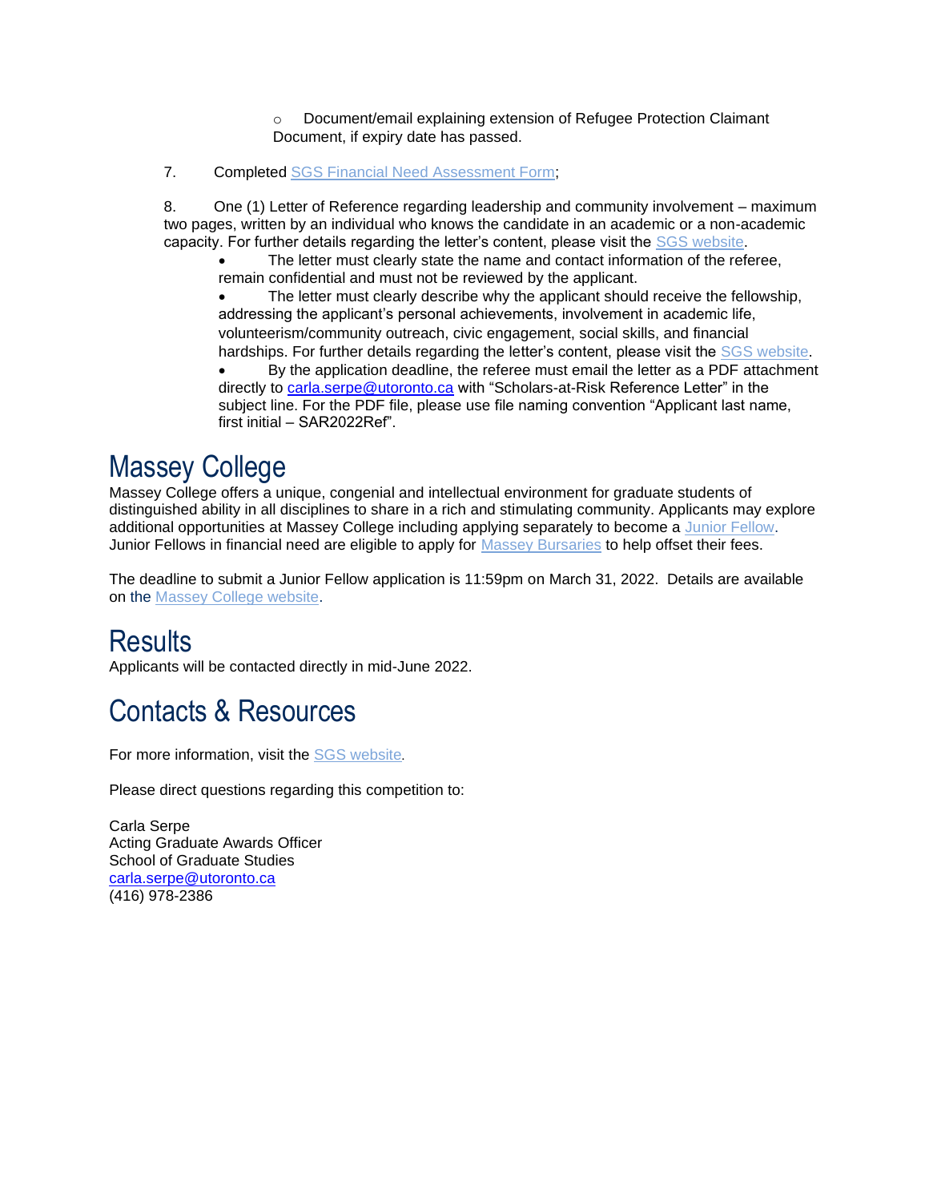- Document/email explaining extension of Refugee Protection Claimant Document, if expiry date has passed.

7. Completed SGS Financial Need Assessment Form;

8. One (1) Letter of Reference regarding leadership and community involvement – maximum two pages, written by an individual who knows the candidate in an academic or a non-academic capacity. For further details regarding the letter's content, please visit the SGS website.
   - The letter must clearly state the name and contact information of the referee, remain confidential and must not be reviewed by the applicant.
   - The letter must clearly describe why the applicant should receive the fellowship, addressing the applicant's personal achievements, involvement in academic life, volunteerism/community outreach, civic engagement, social skills, and financial hardships. For further details regarding the letter's content, please visit the SGS website.
   - By the application deadline, the referee must email the letter as a PDF attachment directly to carla.serpe@utoronto.ca with "Scholars-at-Risk Reference Letter" in the subject line. For the PDF file, please use file naming convention "Applicant last name, first initial – SAR2022Ref".

# Massey College

Massey College offers a unique, congenial and intellectual environment for graduate students of distinguished ability in all disciplines to share in a rich and stimulating community. Applicants may explore additional opportunities at Massey College including applying separately to become a Junior Fellow. Junior Fellows in financial need are eligible to apply for Massey Bursaries to help offset their fees.

The deadline to submit a Junior Fellow application is 11:59pm on March 31, 2022. Details are available on the Massey College website.

# Results

Applicants will be contacted directly in mid-June 2022.

# Contacts & Resources

For more information, visit the SGS website.

Please direct questions regarding this competition to:

Carla Serpe
Acting Graduate Awards Officer
School of Graduate Studies
carla.serpe@utoronto.ca
(416) 978-2386